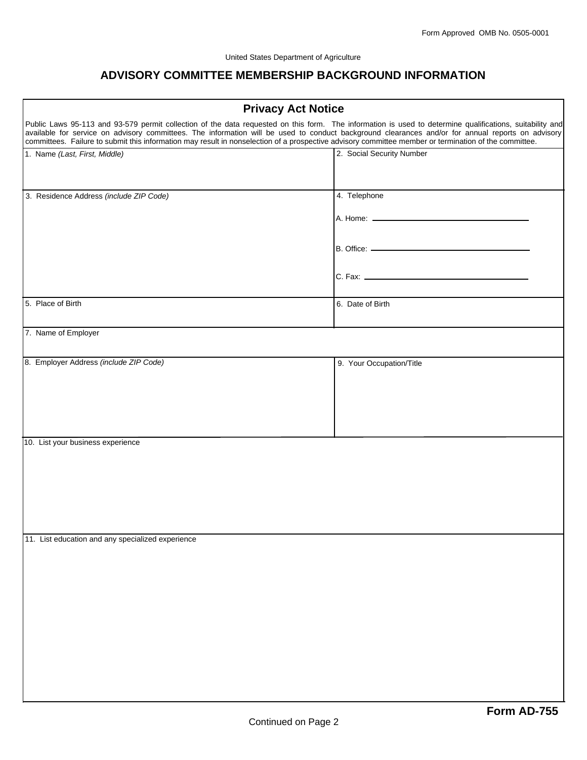Form Approved OMB No. 0505-0001

United States Department of Agriculture

# ADVISORY COMMITTEE MEMBERSHIP BACKGROUND INFORMATION

## Privacy Act Notice

Public Laws 95-113 and 93-579 permit collection of the data requested on this form. The information is used to determine qualifications, suitability and available for service on advisory committees. The information will be used to conduct background clearances and/or for annual reports on advisory committees. Failure to submit this information may result in nonselection of a prospective advisory committee member or termination of the committee.

| 1. Name *(Last, First, Middle)* | 2. Social Security Number |
|---|---|
| | |

| 3. Residence Address *(include ZIP Code)* | 4. Telephone<br>A. Home: ____________________<br>B. Office: ____________________<br>C. Fax: ____________________ |
|---|---|
| | |

| 5. Place of Birth | 6. Date of Birth |
|---|---|
| | |

7. Name of Employer

| 8. Employer Address *(include ZIP Code)* | 9. Your Occupation/Title |
|---|---|
| | |

10. List your business experience

11. List education and any specialized experience

**Form AD-755**

Continued on Page 2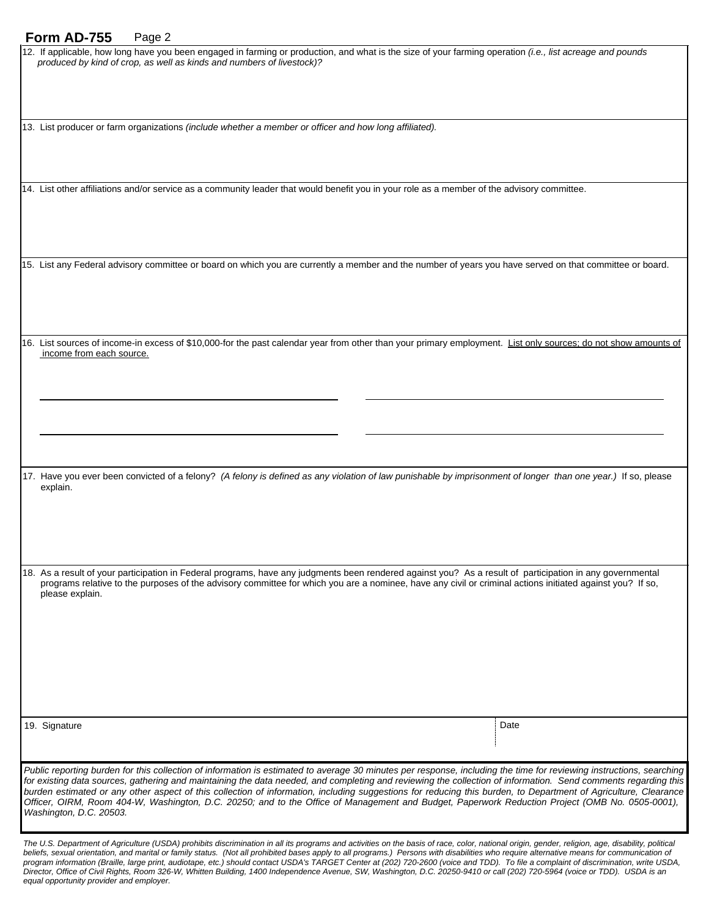**Form AD-755** Page 2

12. If applicable, how long have you been engaged in farming or production, and what is the size of your farming operation *(i.e., list acreage and pounds produced by kind of crop, as well as kinds and numbers of livestock)?*

13. List producer or farm organizations *(include whether a member or officer and how long affiliated).*

14. List other affiliations and/or service as a community leader that would benefit you in your role as a member of the advisory committee.

15. List any Federal advisory committee or board on which you are currently a member and the number of years you have served on that committee or board.

16. List sources of income-in excess of $10,000-for the past calendar year from other than your primary employment. <u>List only sources; do not show amounts of income from each source.</u>

17. Have you ever been convicted of a felony? *(A felony is defined as any violation of law punishable by imprisonment of longer than one year.)* If so, please explain.

18. As a result of your participation in Federal programs, have any judgments been rendered against you? As a result of participation in any governmental programs relative to the purposes of the advisory committee for which you are a nominee, have any civil or criminal actions initiated against you? If so, please explain.

| | |
|---|---|
| 19. Signature | Date |

*Public reporting burden for this collection of information is estimated to average 30 minutes per response, including the time for reviewing instructions, searching for existing data sources, gathering and maintaining the data needed, and completing and reviewing the collection of information. Send comments regarding this burden estimated or any other aspect of this collection of information, including suggestions for reducing this burden, to Department of Agriculture, Clearance Officer, OIRM, Room 404-W, Washington, D.C. 20250; and to the Office of Management and Budget, Paperwork Reduction Project (OMB No. 0505-0001), Washington, D.C. 20503.*

*The U.S. Department of Agriculture (USDA) prohibits discrimination in all its programs and activities on the basis of race, color, national origin, gender, religion, age, disability, political beliefs, sexual orientation, and marital or family status. (Not all prohibited bases apply to all programs.) Persons with disabilities who require alternative means for communication of program information (Braille, large print, audiotape, etc.) should contact USDA's TARGET Center at (202) 720-2600 (voice and TDD). To file a complaint of discrimination, write USDA, Director, Office of Civil Rights, Room 326-W, Whitten Building, 1400 Independence Avenue, SW, Washington, D.C. 20250-9410 or call (202) 720-5964 (voice or TDD). USDA is an equal opportunity provider and employer.*